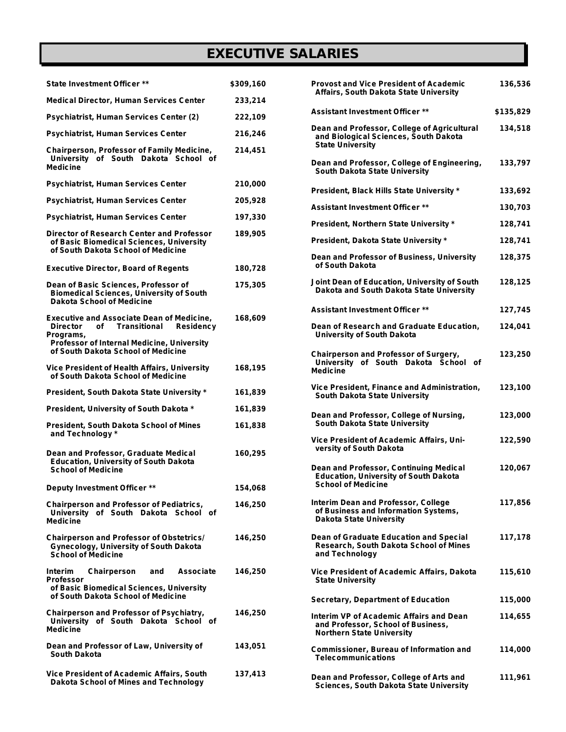# EXECUTIVE SALARIES

| Position | Salary |
|---|---|
| State Investment Officer ** | $309,160 |
| Medical Director, Human Services Center | 233,214 |
| Psychiatrist, Human Services Center (2) | 222,109 |
| Psychiatrist, Human Services Center | 216,246 |
| Chairperson, Professor of Family Medicine, University of South Dakota School of Medicine | 214,451 |
| Psychiatrist, Human Services Center | 210,000 |
| Psychiatrist, Human Services Center | 205,928 |
| Psychiatrist, Human Services Center | 197,330 |
| Director of Research Center and Professor of Basic Biomedical Sciences, University of South Dakota School of Medicine | 189,905 |
| Executive Director, Board of Regents | 180,728 |
| Dean of Basic Sciences, Professor of Biomedical Sciences, University of South Dakota School of Medicine | 175,305 |
| Executive and Associate Dean of Medicine, Director of Transitional Residency Programs, Professor of Internal Medicine, University of South Dakota School of Medicine | 168,609 |
| Vice President of Health Affairs, University of South Dakota School of Medicine | 168,195 |
| President, South Dakota State University * | 161,839 |
| President, University of South Dakota * | 161,839 |
| President, South Dakota School of Mines and Technology * | 161,838 |
| Dean and Professor, Graduate Medical Education, University of South Dakota School of Medicine | 160,295 |
| Deputy Investment Officer ** | 154,068 |
| Chairperson and Professor of Pediatrics, University of South Dakota School of Medicine | 146,250 |
| Chairperson and Professor of Obstetrics/ Gynecology, University of South Dakota School of Medicine | 146,250 |
| Interim Chairperson and Associate Professor of Basic Biomedical Sciences, University of South Dakota School of Medicine | 146,250 |
| Chairperson and Professor of Psychiatry, University of South Dakota School of Medicine | 146,250 |
| Dean and Professor of Law, University of South Dakota | 143,051 |
| Vice President of Academic Affairs, South Dakota School of Mines and Technology | 137,413 |
| Provost and Vice President of Academic Affairs, South Dakota State University | 136,536 |
| Assistant Investment Officer ** | $135,829 |
| Dean and Professor, College of Agricultural and Biological Sciences, South Dakota State University | 134,518 |
| Dean and Professor, College of Engineering, South Dakota State University | 133,797 |
| President, Black Hills State University * | 133,692 |
| Assistant Investment Officer ** | 130,703 |
| President, Northern State University * | 128,741 |
| President, Dakota State University * | 128,741 |
| Dean and Professor of Business, University of South Dakota | 128,375 |
| Joint Dean of Education, University of South Dakota and South Dakota State University | 128,125 |
| Assistant Investment Officer ** | 127,745 |
| Dean of Research and Graduate Education, University of South Dakota | 124,041 |
| Chairperson and Professor of Surgery, University of South Dakota School of Medicine | 123,250 |
| Vice President, Finance and Administration, South Dakota State University | 123,100 |
| Dean and Professor, College of Nursing, South Dakota State University | 123,000 |
| Vice President of Academic Affairs, University of South Dakota | 122,590 |
| Dean and Professor, Continuing Medical Education, University of South Dakota School of Medicine | 120,067 |
| Interim Dean and Professor, College of Business and Information Systems, Dakota State University | 117,856 |
| Dean of Graduate Education and Special Research, South Dakota School of Mines and Technology | 117,178 |
| Vice President of Academic Affairs, Dakota State University | 115,610 |
| Secretary, Department of Education | 115,000 |
| Interim VP of Academic Affairs and Dean and Professor, School of Business, Northern State University | 114,655 |
| Commissioner, Bureau of Information and Telecommunications | 114,000 |
| Dean and Professor, College of Arts and Sciences, South Dakota State University | 111,961 |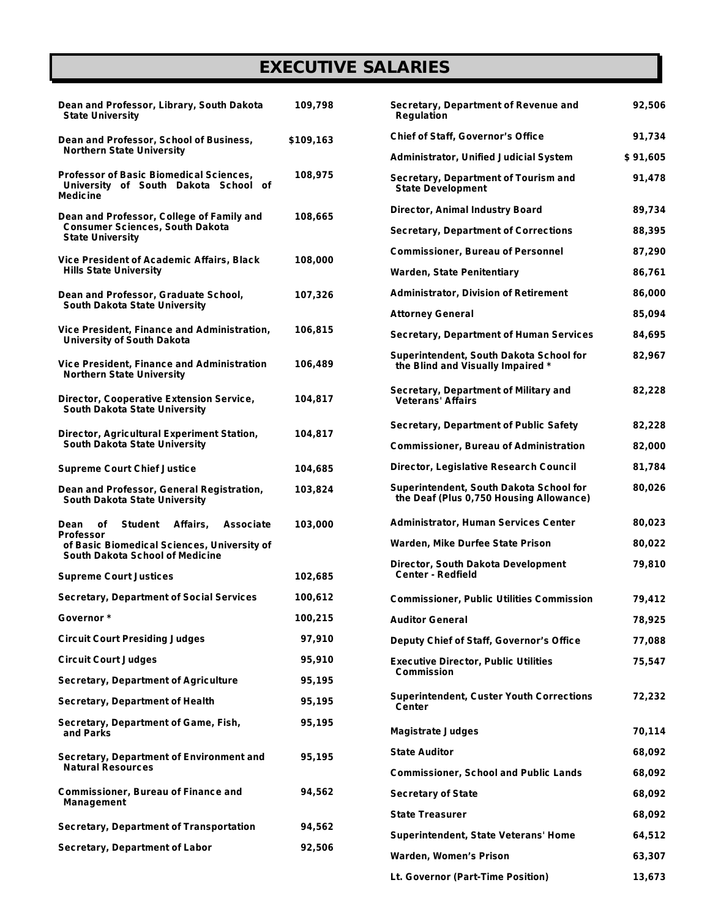# EXECUTIVE SALARIES

| Position | Salary |
|---|---|
| Dean and Professor, Library, South Dakota State University | 109,798 |
| Dean and Professor, School of Business, Northern State University | $109,163 |
| Professor of Basic Biomedical Sciences, University of South Dakota School of Medicine | 108,975 |
| Dean and Professor, College of Family and Consumer Sciences, South Dakota State University | 108,665 |
| Vice President of Academic Affairs, Black Hills State University | 108,000 |
| Dean and Professor, Graduate School, South Dakota State University | 107,326 |
| Vice President, Finance and Administration, University of South Dakota | 106,815 |
| Vice President, Finance and Administration Northern State University | 106,489 |
| Director, Cooperative Extension Service, South Dakota State University | 104,817 |
| Director, Agricultural Experiment Station, South Dakota State University | 104,817 |
| Supreme Court Chief Justice | 104,685 |
| Dean and Professor, General Registration, South Dakota State University | 103,824 |
| Dean of Student Affairs, Associate Professor of Basic Biomedical Sciences, University of South Dakota School of Medicine | 103,000 |
| Supreme Court Justices | 102,685 |
| Secretary, Department of Social Services | 100,612 |
| Governor * | 100,215 |
| Circuit Court Presiding Judges | 97,910 |
| Circuit Court Judges | 95,910 |
| Secretary, Department of Agriculture | 95,195 |
| Secretary, Department of Health | 95,195 |
| Secretary, Department of Game, Fish, and Parks | 95,195 |
| Secretary, Department of Environment and Natural Resources | 95,195 |
| Commissioner, Bureau of Finance and Management | 94,562 |
| Secretary, Department of Transportation | 94,562 |
| Secretary, Department of Labor | 92,506 |
| Secretary, Department of Revenue and Regulation | 92,506 |
| Chief of Staff, Governor's Office | 91,734 |
| Administrator, Unified Judicial System | $ 91,605 |
| Secretary, Department of Tourism and State Development | 91,478 |
| Director, Animal Industry Board | 89,734 |
| Secretary, Department of Corrections | 88,395 |
| Commissioner, Bureau of Personnel | 87,290 |
| Warden, State Penitentiary | 86,761 |
| Administrator, Division of Retirement | 86,000 |
| Attorney General | 85,094 |
| Secretary, Department of Human Services | 84,695 |
| Superintendent, South Dakota School for the Blind and Visually Impaired * | 82,967 |
| Secretary, Department of Military and Veterans' Affairs | 82,228 |
| Secretary, Department of Public Safety | 82,228 |
| Commissioner, Bureau of Administration | 82,000 |
| Director, Legislative Research Council | 81,784 |
| Superintendent, South Dakota School for the Deaf (Plus 0,750 Housing Allowance) | 80,026 |
| Administrator, Human Services Center | 80,023 |
| Warden, Mike Durfee State Prison | 80,022 |
| Director, South Dakota Development Center - Redfield | 79,810 |
| Commissioner, Public Utilities Commission | 79,412 |
| Auditor General | 78,925 |
| Deputy Chief of Staff, Governor's Office | 77,088 |
| Executive Director, Public Utilities Commission | 75,547 |
| Superintendent, Custer Youth Corrections Center | 72,232 |
| Magistrate Judges | 70,114 |
| State Auditor | 68,092 |
| Commissioner, School and Public Lands | 68,092 |
| Secretary of State | 68,092 |
| State Treasurer | 68,092 |
| Superintendent, State Veterans' Home | 64,512 |
| Warden, Women's Prison | 63,307 |
| Lt. Governor (Part-Time Position) | 13,673 |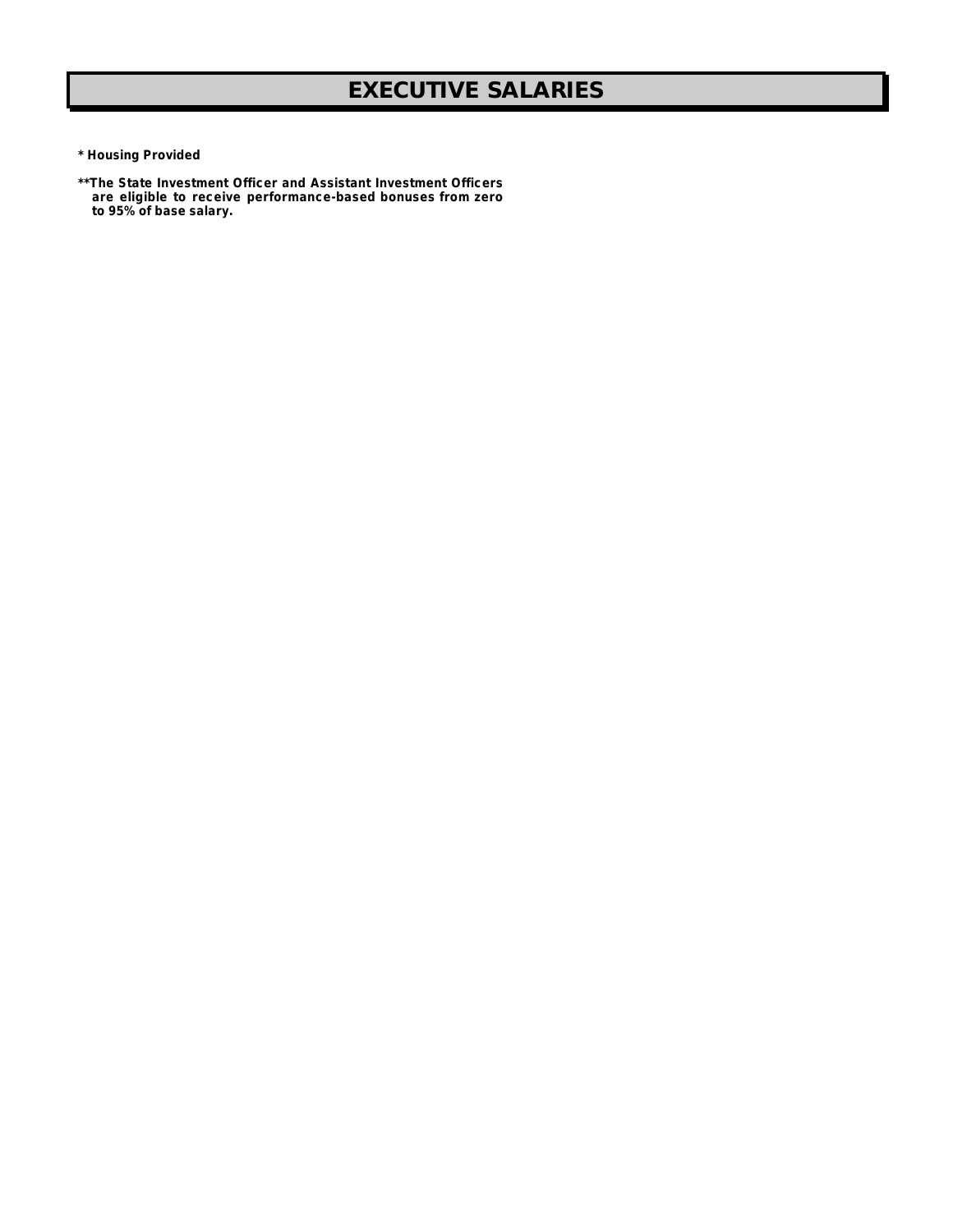# EXECUTIVE SALARIES

* Housing Provided

**The State Investment Officer and Assistant Investment Officers are eligible to receive performance-based bonuses from zero to 95% of base salary.